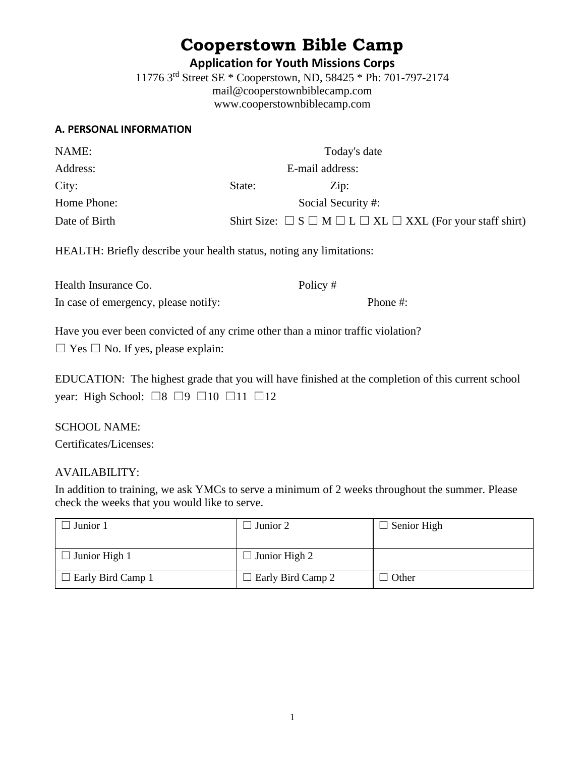# Cooperstown Bible Camp

**Application for Youth Missions Corps**

11776 3rd Street SE * Cooperstown, ND, 58425 * Ph: 701-797-2174
mail@cooperstownbiblecamp.com
www.cooperstownbiblecamp.com

### A. PERSONAL INFORMATION

NAME: Today's date

Address: E-mail address:

City: State: Zip:

Home Phone: Social Security #:

Date of Birth Shirt Size: ☐ S ☐ M ☐ L ☐ XL ☐ XXL (For your staff shirt)

HEALTH: Briefly describe your health status, noting any limitations:

Health Insurance Co. Policy #

In case of emergency, please notify: Phone #:

Have you ever been convicted of any crime other than a minor traffic violation?
☐ Yes ☐ No. If yes, please explain:

EDUCATION: The highest grade that you will have finished at the completion of this current school year: High School: ☐8 ☐9 ☐10 ☐11 ☐12

SCHOOL NAME:

Certificates/Licenses:

AVAILABILITY:

In addition to training, we ask YMCs to serve a minimum of 2 weeks throughout the summer. Please check the weeks that you would like to serve.

| | | |
|---|---|---|
| ☐ Junior 1 | ☐ Junior 2 | ☐ Senior High |
| ☐ Junior High 1 | ☐ Junior High 2 | |
| ☐ Early Bird Camp 1 | ☐ Early Bird Camp 2 | ☐ Other |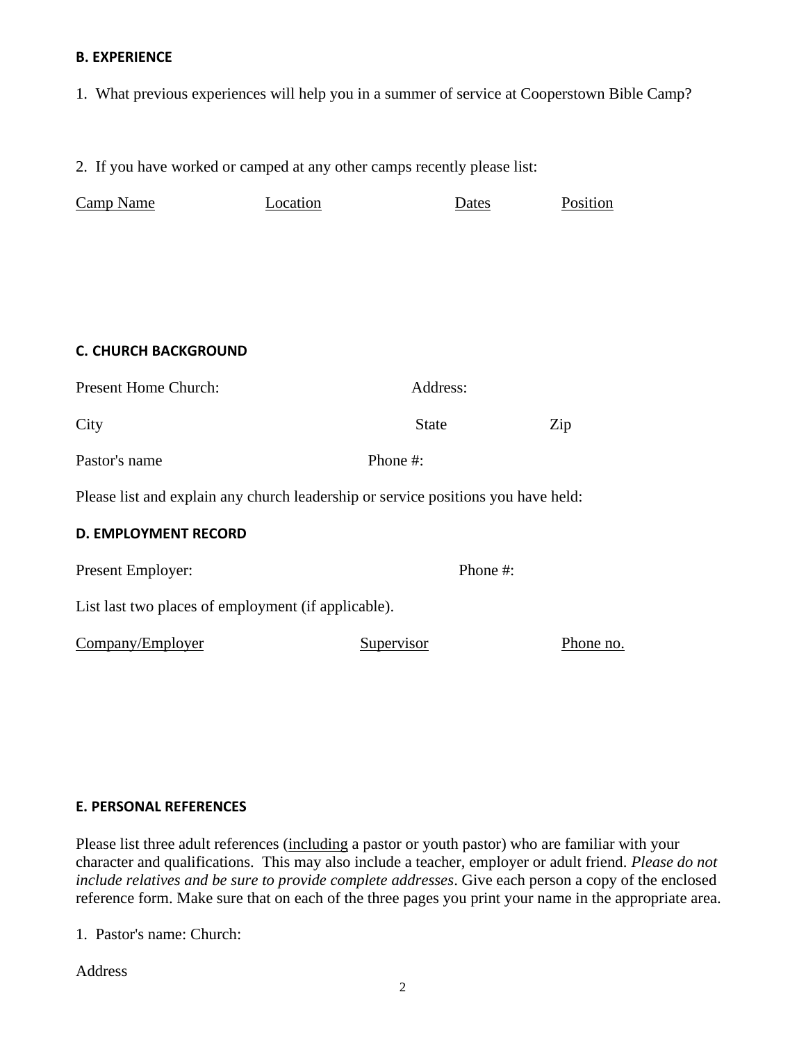### B. EXPERIENCE

1. What previous experiences will help you in a summer of service at Cooperstown Bible Camp?

2. If you have worked or camped at any other camps recently please list:

| Camp Name | Location | Dates | Position |
|---|---|---|---|
| | | | |

### C. CHURCH BACKGROUND

Present Home Church: Address:

City State Zip

Pastor's name Phone #:

Please list and explain any church leadership or service positions you have held:

### D. EMPLOYMENT RECORD

Present Employer: Phone #:

List last two places of employment (if applicable).

| Company/Employer | Supervisor | Phone no. |
|---|---|---|
| | | |

### E. PERSONAL REFERENCES

Please list three adult references (<u>including</u> a pastor or youth pastor) who are familiar with your character and qualifications. This may also include a teacher, employer or adult friend. *Please do not include relatives and be sure to provide complete addresses*. Give each person a copy of the enclosed reference form. Make sure that on each of the three pages you print your name in the appropriate area.

1. Pastor's name: Church:

Address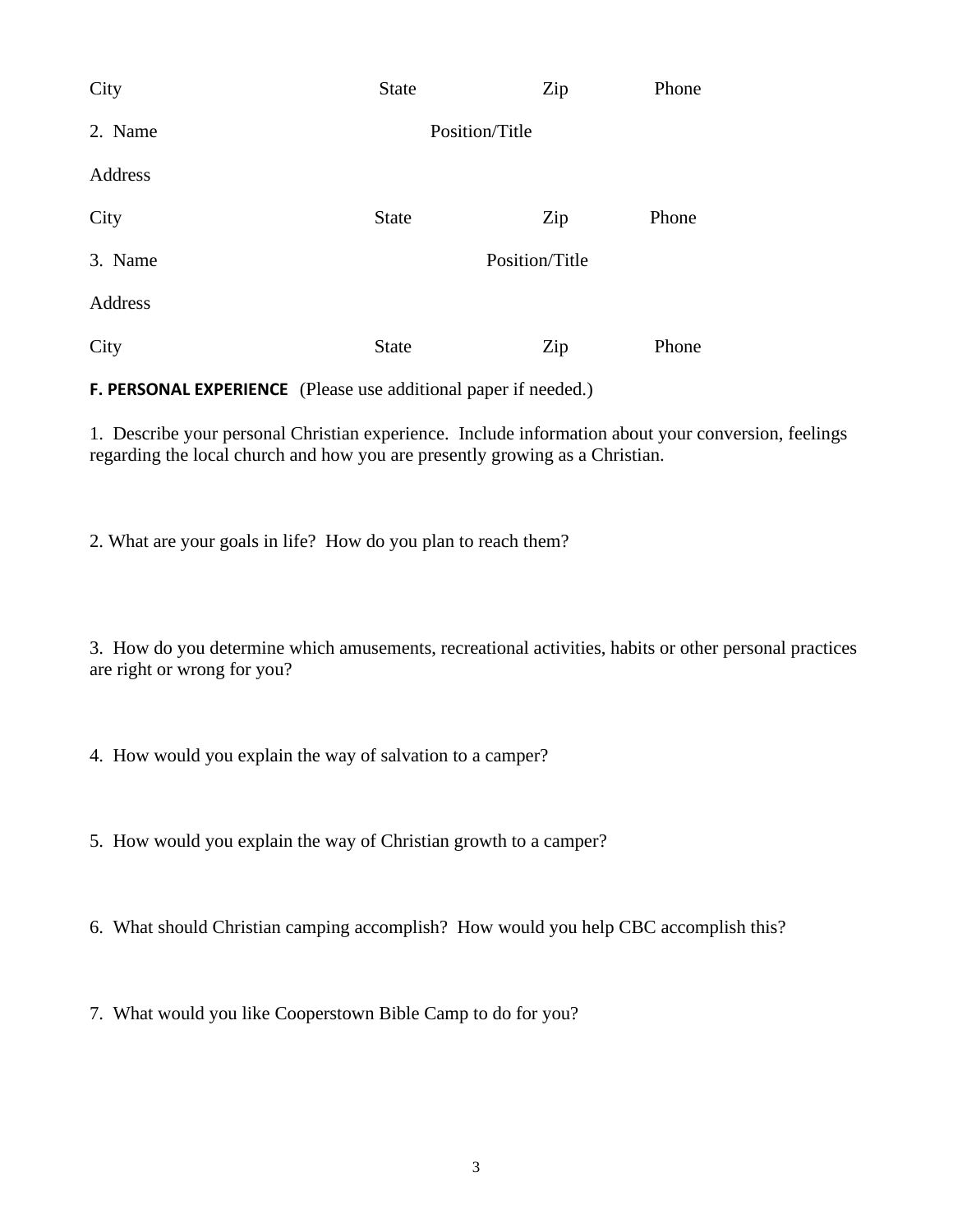City State Zip Phone

2. Name Position/Title

Address

City State Zip Phone

3. Name Position/Title

Address

City State Zip Phone

**F. PERSONAL EXPERIENCE** (Please use additional paper if needed.)

1. Describe your personal Christian experience. Include information about your conversion, feelings regarding the local church and how you are presently growing as a Christian.

2. What are your goals in life? How do you plan to reach them?

3. How do you determine which amusements, recreational activities, habits or other personal practices are right or wrong for you?

4. How would you explain the way of salvation to a camper?

5. How would you explain the way of Christian growth to a camper?

6. What should Christian camping accomplish? How would you help CBC accomplish this?

7. What would you like Cooperstown Bible Camp to do for you?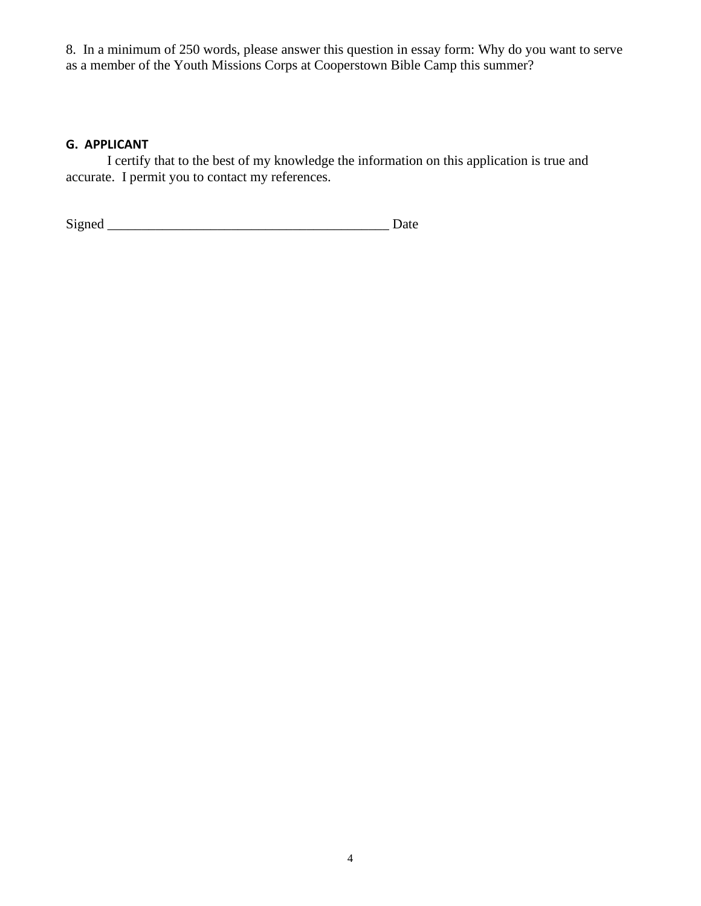8. In a minimum of 250 words, please answer this question in essay form: Why do you want to serve as a member of the Youth Missions Corps at Cooperstown Bible Camp this summer?

**G. APPLICANT**

I certify that to the best of my knowledge the information on this application is true and accurate. I permit you to contact my references.

Signed __________________________________________ Date